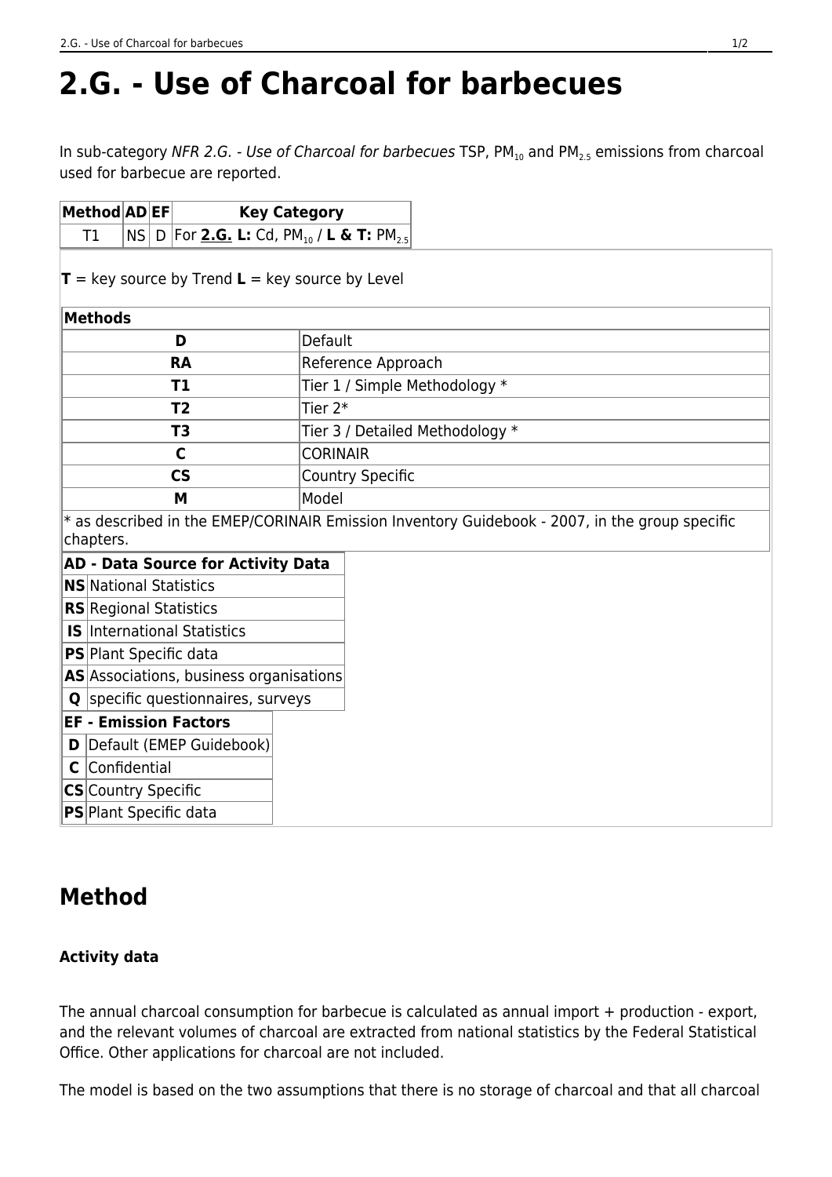# 2.G. - Use of Charcoal for barbecues

In sub-category *NFR 2.G. - Use of Charcoal for barbecues* TSP, $PM_{10}$ and $PM_{2.5}$ emissions from charcoal used for barbecue are reported.

| Method | AD | EF | Key Category |
|---|---|---|---|
| T1 | NS | D | For **2.G. L:** Cd, $PM_{10}$ / **L & T:** $PM_{2.5}$ |

**T** = key source by Trend **L** = key source by Level

| **Methods** | |
|---|---|
| **D** | Default |
| **RA** | Reference Approach |
| **T1** | Tier 1 / Simple Methodology * |
| **T2** | Tier 2* |
| **T3** | Tier 3 / Detailed Methodology * |
| **C** | CORINAIR |
| **CS** | Country Specific |
| **M** | Model |

* as described in the EMEP/CORINAIR Emission Inventory Guidebook - 2007, in the group specific chapters.

| **AD - Data Source for Activity Data** | |
|---|---|
| **NS** | National Statistics |
| **RS** | Regional Statistics |
| **IS** | International Statistics |
| **PS** | Plant Specific data |
| **AS** | Associations, business organisations |
| **Q** | specific questionnaires, surveys |

| **EF - Emission Factors** | |
|---|---|
| **D** | Default (EMEP Guidebook) |
| **C** | Confidential |
| **CS** | Country Specific |
| **PS** | Plant Specific data |

## Method

### Activity data

The annual charcoal consumption for barbecue is calculated as annual import + production - export, and the relevant volumes of charcoal are extracted from national statistics by the Federal Statistical Office. Other applications for charcoal are not included.

The model is based on the two assumptions that there is no storage of charcoal and that all charcoal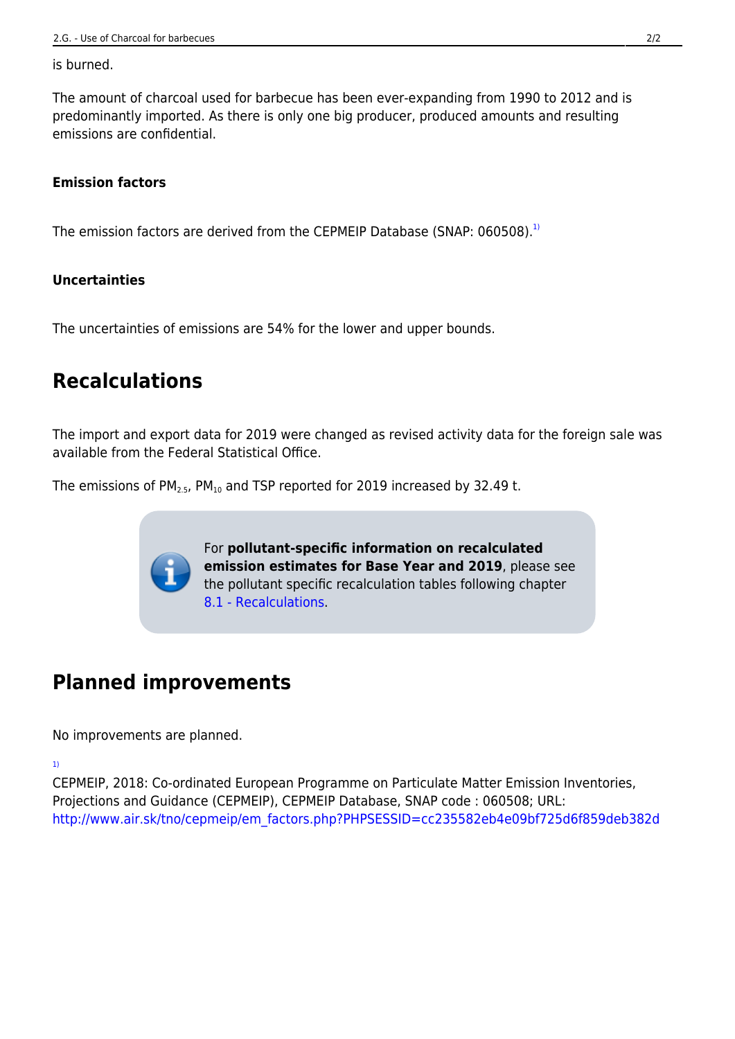is burned.

The amount of charcoal used for barbecue has been ever-expanding from 1990 to 2012 and is predominantly imported. As there is only one big producer, produced amounts and resulting emissions are confidential.

### Emission factors

The emission factors are derived from the CEPMEIP Database (SNAP: 060508).[1]

### Uncertainties

The uncertainties of emissions are 54% for the lower and upper bounds.

## Recalculations

The import and export data for 2019 were changed as revised activity data for the foreign sale was available from the Federal Statistical Office.

The emissions of $PM_{2.5}$, $PM_{10}$ and TSP reported for 2019 increased by 32.49 t.

For **pollutant-specific information on recalculated emission estimates for Base Year and 2019**, please see the pollutant specific recalculation tables following chapter 8.1 - Recalculations.

## Planned improvements

No improvements are planned.

[1] CEPMEIP, 2018: Co-ordinated European Programme on Particulate Matter Emission Inventories, Projections and Guidance (CEPMEIP), CEPMEIP Database, SNAP code : 060508; URL: http://www.air.sk/tno/cepmeip/em_factors.php?PHPSESSID=cc235582eb4e09bf725d6f859deb382d